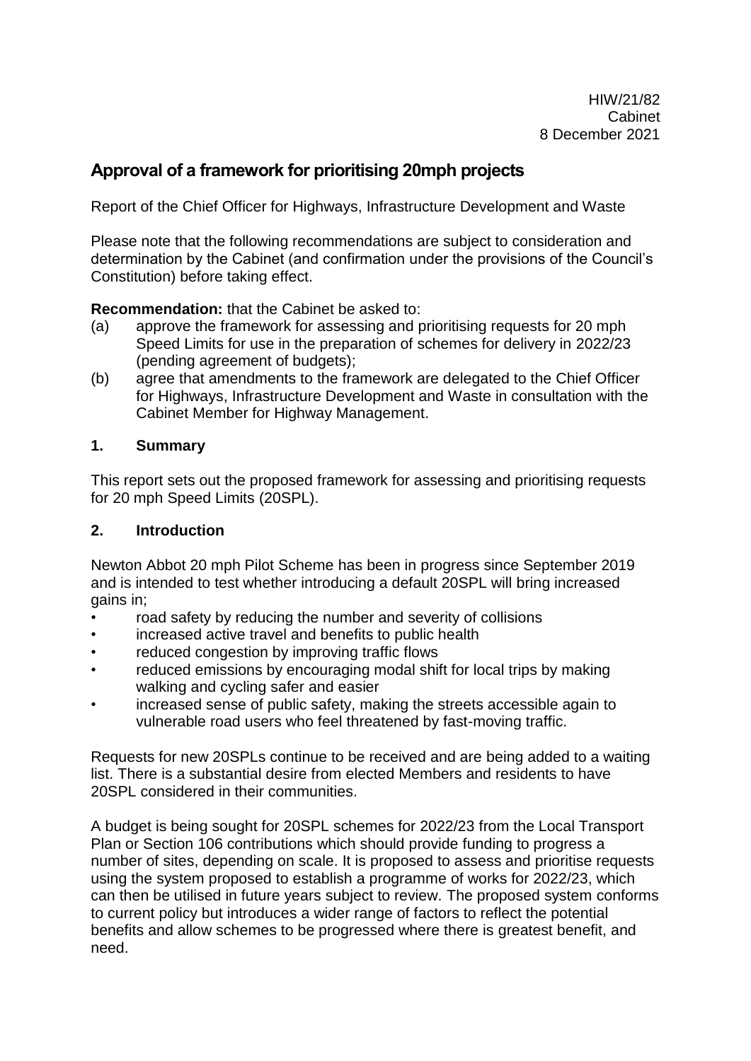HIW/21/82
Cabinet
8 December 2021

# Approval of a framework for prioritising 20mph projects

Report of the Chief Officer for Highways, Infrastructure Development and Waste

Please note that the following recommendations are subject to consideration and determination by the Cabinet (and confirmation under the provisions of the Council's Constitution) before taking effect.

**Recommendation:** that the Cabinet be asked to:

(a) approve the framework for assessing and prioritising requests for 20 mph Speed Limits for use in the preparation of schemes for delivery in 2022/23 (pending agreement of budgets);

(b) agree that amendments to the framework are delegated to the Chief Officer for Highways, Infrastructure Development and Waste in consultation with the Cabinet Member for Highway Management.

## 1. Summary

This report sets out the proposed framework for assessing and prioritising requests for 20 mph Speed Limits (20SPL).

## 2. Introduction

Newton Abbot 20 mph Pilot Scheme has been in progress since September 2019 and is intended to test whether introducing a default 20SPL will bring increased gains in;

- road safety by reducing the number and severity of collisions
- increased active travel and benefits to public health
- reduced congestion by improving traffic flows
- reduced emissions by encouraging modal shift for local trips by making walking and cycling safer and easier
- increased sense of public safety, making the streets accessible again to vulnerable road users who feel threatened by fast-moving traffic.

Requests for new 20SPLs continue to be received and are being added to a waiting list. There is a substantial desire from elected Members and residents to have 20SPL considered in their communities.

A budget is being sought for 20SPL schemes for 2022/23 from the Local Transport Plan or Section 106 contributions which should provide funding to progress a number of sites, depending on scale. It is proposed to assess and prioritise requests using the system proposed to establish a programme of works for 2022/23, which can then be utilised in future years subject to review. The proposed system conforms to current policy but introduces a wider range of factors to reflect the potential benefits and allow schemes to be progressed where there is greatest benefit, and need.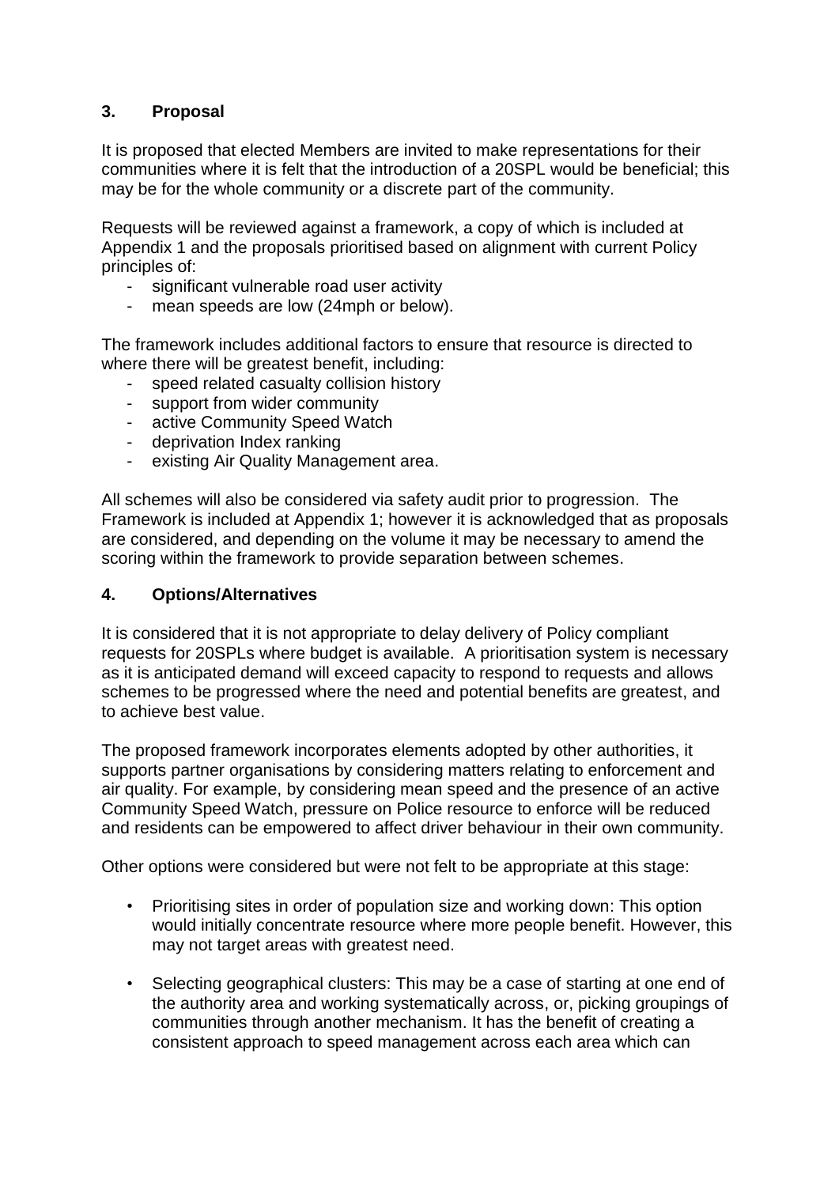## 3. Proposal

It is proposed that elected Members are invited to make representations for their communities where it is felt that the introduction of a 20SPL would be beneficial; this may be for the whole community or a discrete part of the community.

Requests will be reviewed against a framework, a copy of which is included at Appendix 1 and the proposals prioritised based on alignment with current Policy principles of:

- significant vulnerable road user activity
- mean speeds are low (24mph or below).

The framework includes additional factors to ensure that resource is directed to where there will be greatest benefit, including:

- speed related casualty collision history
- support from wider community
- active Community Speed Watch
- deprivation Index ranking
- existing Air Quality Management area.

All schemes will also be considered via safety audit prior to progression. The Framework is included at Appendix 1; however it is acknowledged that as proposals are considered, and depending on the volume it may be necessary to amend the scoring within the framework to provide separation between schemes.

## 4. Options/Alternatives

It is considered that it is not appropriate to delay delivery of Policy compliant requests for 20SPLs where budget is available. A prioritisation system is necessary as it is anticipated demand will exceed capacity to respond to requests and allows schemes to be progressed where the need and potential benefits are greatest, and to achieve best value.

The proposed framework incorporates elements adopted by other authorities, it supports partner organisations by considering matters relating to enforcement and air quality. For example, by considering mean speed and the presence of an active Community Speed Watch, pressure on Police resource to enforce will be reduced and residents can be empowered to affect driver behaviour in their own community.

Other options were considered but were not felt to be appropriate at this stage:

- Prioritising sites in order of population size and working down: This option would initially concentrate resource where more people benefit. However, this may not target areas with greatest need.
- Selecting geographical clusters: This may be a case of starting at one end of the authority area and working systematically across, or, picking groupings of communities through another mechanism. It has the benefit of creating a consistent approach to speed management across each area which can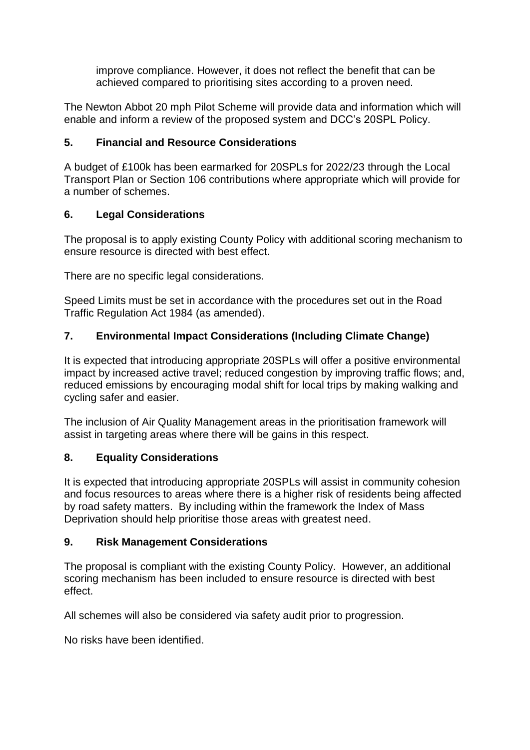improve compliance. However, it does not reflect the benefit that can be achieved compared to prioritising sites according to a proven need.

The Newton Abbot 20 mph Pilot Scheme will provide data and information which will enable and inform a review of the proposed system and DCC's 20SPL Policy.

## 5. Financial and Resource Considerations

A budget of £100k has been earmarked for 20SPLs for 2022/23 through the Local Transport Plan or Section 106 contributions where appropriate which will provide for a number of schemes.

## 6. Legal Considerations

The proposal is to apply existing County Policy with additional scoring mechanism to ensure resource is directed with best effect.

There are no specific legal considerations.

Speed Limits must be set in accordance with the procedures set out in the Road Traffic Regulation Act 1984 (as amended).

## 7. Environmental Impact Considerations (Including Climate Change)

It is expected that introducing appropriate 20SPLs will offer a positive environmental impact by increased active travel; reduced congestion by improving traffic flows; and, reduced emissions by encouraging modal shift for local trips by making walking and cycling safer and easier.

The inclusion of Air Quality Management areas in the prioritisation framework will assist in targeting areas where there will be gains in this respect.

## 8. Equality Considerations

It is expected that introducing appropriate 20SPLs will assist in community cohesion and focus resources to areas where there is a higher risk of residents being affected by road safety matters. By including within the framework the Index of Mass Deprivation should help prioritise those areas with greatest need.

## 9. Risk Management Considerations

The proposal is compliant with the existing County Policy. However, an additional scoring mechanism has been included to ensure resource is directed with best effect.

All schemes will also be considered via safety audit prior to progression.

No risks have been identified.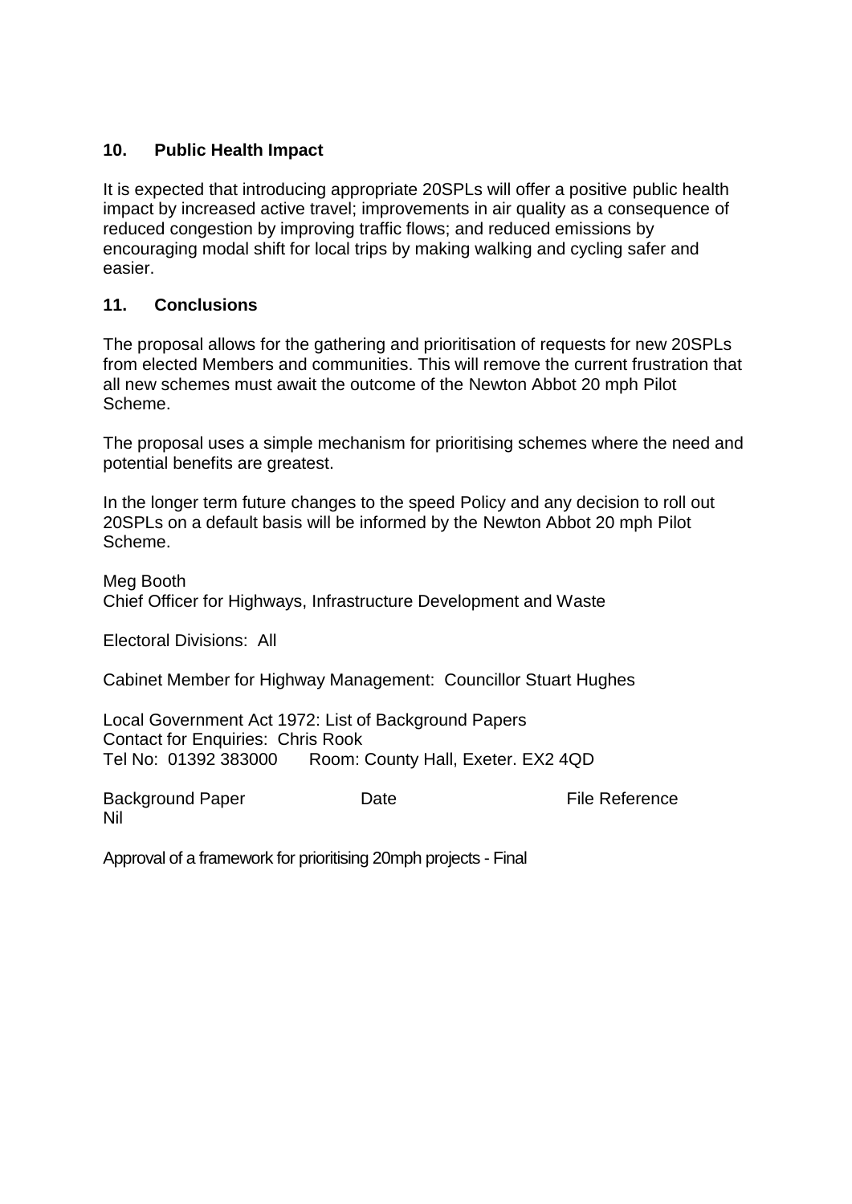## 10. Public Health Impact

It is expected that introducing appropriate 20SPLs will offer a positive public health impact by increased active travel; improvements in air quality as a consequence of reduced congestion by improving traffic flows; and reduced emissions by encouraging modal shift for local trips by making walking and cycling safer and easier.

## 11. Conclusions

The proposal allows for the gathering and prioritisation of requests for new 20SPLs from elected Members and communities. This will remove the current frustration that all new schemes must await the outcome of the Newton Abbot 20 mph Pilot Scheme.

The proposal uses a simple mechanism for prioritising schemes where the need and potential benefits are greatest.

In the longer term future changes to the speed Policy and any decision to roll out 20SPLs on a default basis will be informed by the Newton Abbot 20 mph Pilot Scheme.

Meg Booth
Chief Officer for Highways, Infrastructure Development and Waste

Electoral Divisions: All

Cabinet Member for Highway Management: Councillor Stuart Hughes

Local Government Act 1972: List of Background Papers
Contact for Enquiries: Chris Rook
Tel No: 01392 383000 Room: County Hall, Exeter. EX2 4QD

| Background Paper | Date | File Reference |
|---|---|---|
| Nil | | |

Approval of a framework for prioritising 20mph projects - Final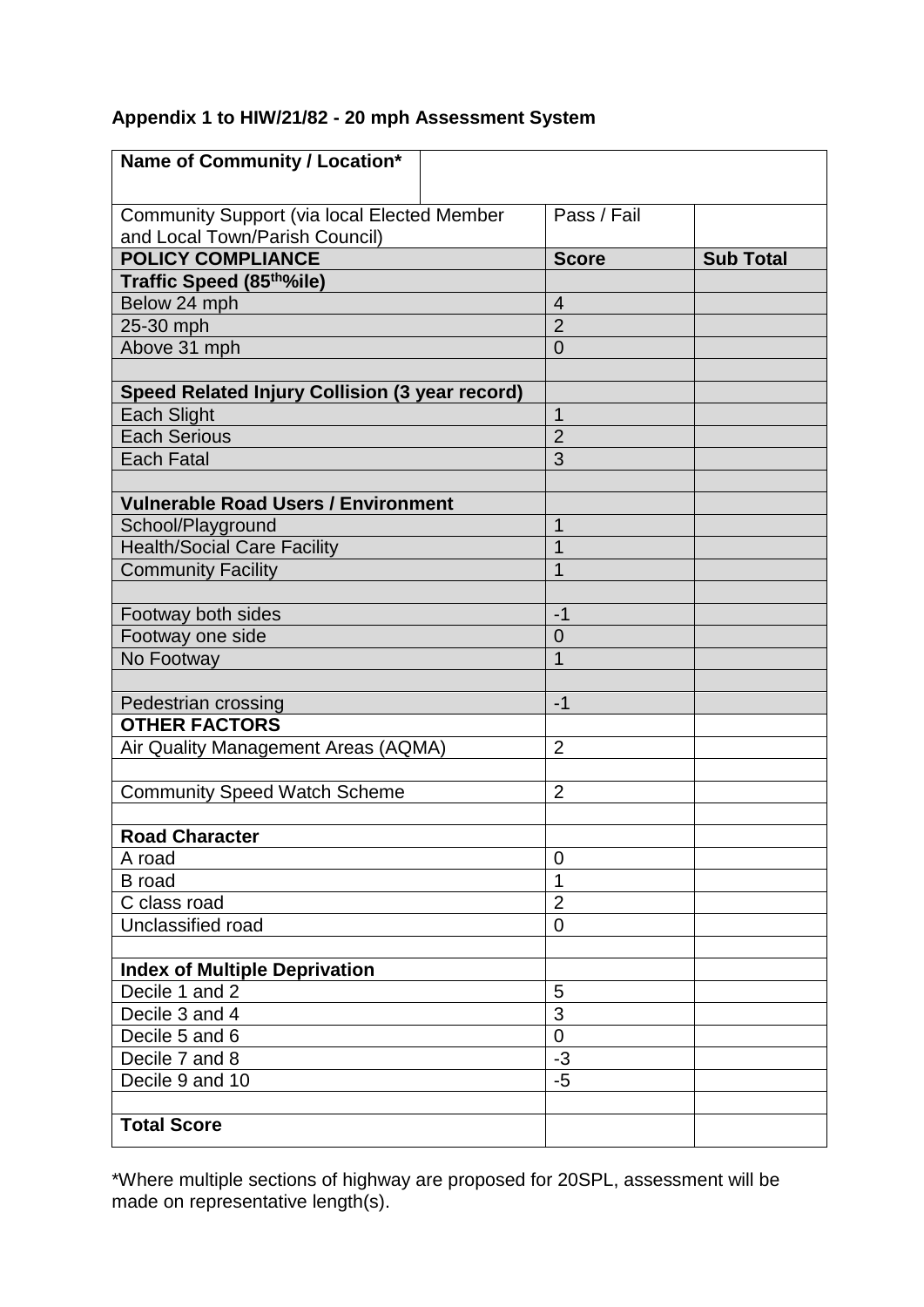**Appendix 1 to HIW/21/82 - 20 mph Assessment System**

| | | |
|---|---|---|
| **Name of Community / Location*** | | |
| Community Support (via local Elected Member and Local Town/Parish Council) | Pass / Fail | |
| **POLICY COMPLIANCE** | **Score** | **Sub Total** |
| **Traffic Speed (85th%ile)** | | |
| Below 24 mph | 4 | |
| 25-30 mph | 2 | |
| Above 31 mph | 0 | |
| | | |
| **Speed Related Injury Collision (3 year record)** | | |
| Each Slight | 1 | |
| Each Serious | 2 | |
| Each Fatal | 3 | |
| | | |
| **Vulnerable Road Users / Environment** | | |
| School/Playground | 1 | |
| Health/Social Care Facility | 1 | |
| Community Facility | 1 | |
| | | |
| Footway both sides | -1 | |
| Footway one side | 0 | |
| No Footway | 1 | |
| | | |
| Pedestrian crossing | -1 | |
| **OTHER FACTORS** | | |
| Air Quality Management Areas (AQMA) | 2 | |
| | | |
| Community Speed Watch Scheme | 2 | |
| | | |
| **Road Character** | | |
| A road | 0 | |
| B road | 1 | |
| C class road | 2 | |
| Unclassified road | 0 | |
| | | |
| **Index of Multiple Deprivation** | | |
| Decile 1 and 2 | 5 | |
| Decile 3 and 4 | 3 | |
| Decile 5 and 6 | 0 | |
| Decile 7 and 8 | -3 | |
| Decile 9 and 10 | -5 | |
| | | |
| **Total Score** | | |

*Where multiple sections of highway are proposed for 20SPL, assessment will be made on representative length(s).